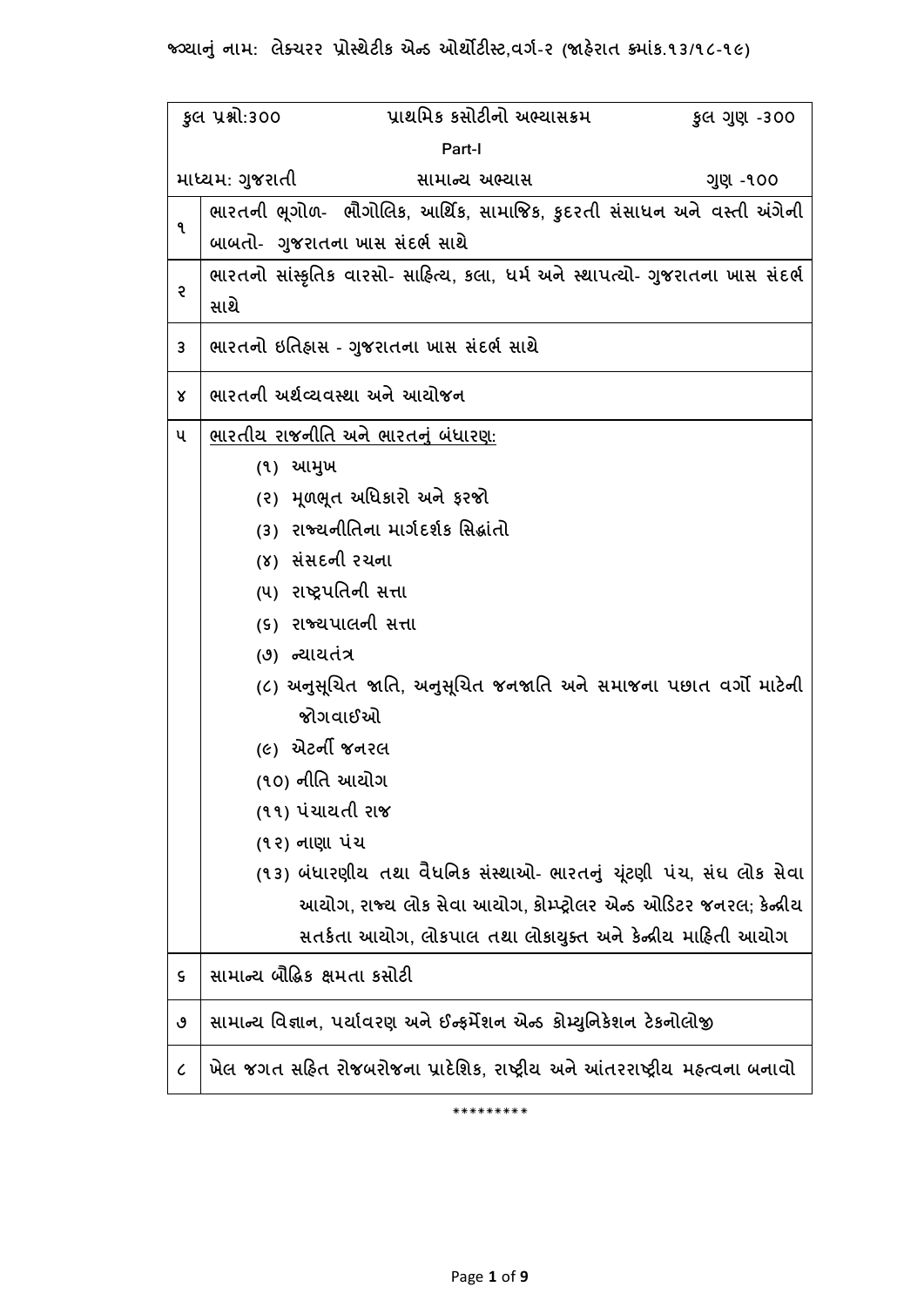**જગ્યાનું નામ: લેક્ચરર પ્રોસ્થેટીક એન્ડ ઓર્થોટીસ્ટ,વર્ગ-૨ (જાહેરાત ક્રમાંક.૧૩/૧૮-૧૯)**

| કુલ પ્રશ્નો:૩૦૦ | પ્રાથમિક કસોટીનો અભ્યાસક્રમ | કુલ ગુણ -૩૦૦ |
|---|---|---|
| | Part-I | |
| માધ્યમ: ગુજરાતી | સામાન્ય અભ્યાસ | ગુણ -૧૦૦ |

| | |
|---|---|
| ૧ | ભારતની ભૂગોળ- ભૌગોલિક, આર્થિક, સામાજિક, કુદરતી સંસાધન અને વસ્તી અંગેની બાબતો- ગુજરાતના ખાસ સંદર્ભ સાથે |
| ૨ | ભારતનો સાંસ્કૃતિક વારસો- સાહિત્ય, કલા, ધર્મ અને સ્થાપત્યો- ગુજરાતના ખાસ સંદર્ભ સાથે |
| ૩ | ભારતનો ઇતિહાસ - ગુજરાતના ખાસ સંદર્ભ સાથે |
| ૪ | ભારતની અર્થવ્યવસ્થા અને આયોજન |
| ૫ | <u>ભારતીય રાજનીતિ અને ભારતનું બંધારણ:</u><br>(૧) આમુખ<br>(૨) મૂળભૂત અધિકારો અને ફરજો<br>(૩) રાજ્યનીતિના માર્ગદર્શક સિદ્ધાંતો<br>(૪) સંસદની રચના<br>(૫) રાષ્ટ્રપતિની સત્તા<br>(૬) રાજ્યપાલની સત્તા<br>(૭) ન્યાયતંત્ર<br>(૮) અનુસૂચિત જાતિ, અનુસૂચિત જનજાતિ અને સમાજના પછાત વર્ગો માટેની જોગવાઈઓ<br>(૯) એટર્ની જનરલ<br>(૧૦) નીતિ આયોગ<br>(૧૧) પંચાયતી રાજ<br>(૧૨) નાણા પંચ<br>(૧૩) બંધારણીય તથા વૈધનિક સંસ્થાઓ- ભારતનું ચૂંટણી પંચ, સંઘ લોક સેવા આયોગ, રાજ્ય લોક સેવા આયોગ, કોમ્પ્ટ્રોલર એન્ડ ઓડિટર જનરલ; કેન્દ્રીય સતર્કતા આયોગ, લોકપાલ તથા લોકાયુક્ત અને કેન્દ્રીય માહિતી આયોગ |
| ૬ | સામાન્ય બૌદ્ધિક ક્ષમતા કસોટી |
| ૭ | સામાન્ય વિજ્ઞાન, પર્યાવરણ અને ઈન્ફર્મેશન એન્ડ કોમ્યુનિકેશન ટેકનોલોજી |
| ૮ | ખેલ જગત સહિત રોજબરોજના પ્રાદેશિક, રાષ્ટ્રીય અને આંતરરાષ્ટ્રીય મહત્વના બનાવો |

*********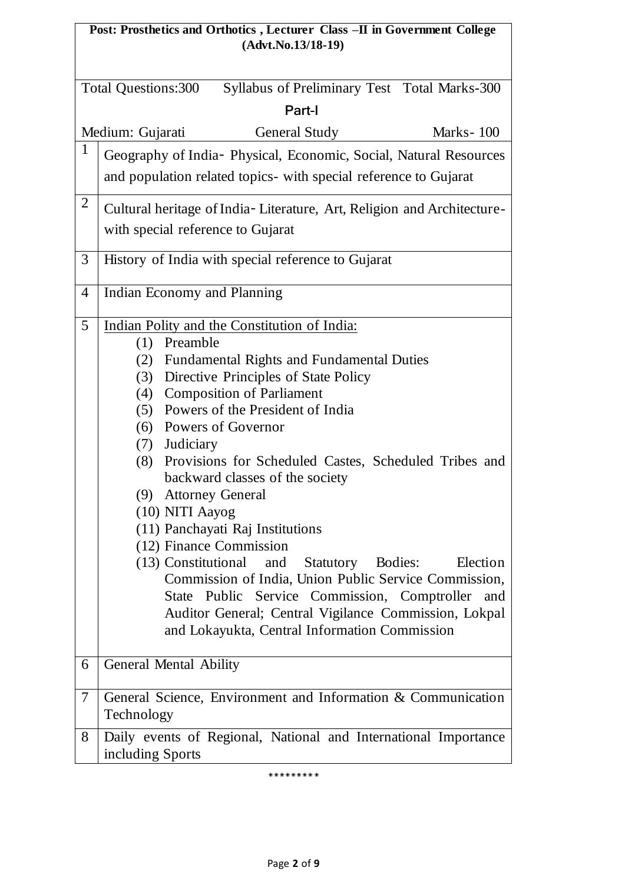**Post: Prosthetics and Orthotics , Lecturer Class –II in Government College (Advt.No.13/18-19)**

Total Questions:300 Syllabus of Preliminary Test Total Marks-300

Part-I

Medium: Gujarati General Study Marks- 100

| | |
|---|---|
| 1 | Geography of India- Physical, Economic, Social, Natural Resources and population related topics- with special reference to Gujarat |
| 2 | Cultural heritage of India- Literature, Art, Religion and Architecture- with special reference to Gujarat |
| 3 | History of India with special reference to Gujarat |
| 4 | Indian Economy and Planning |
| 5 | Indian Polity and the Constitution of India:<br>(1) Preamble<br>(2) Fundamental Rights and Fundamental Duties<br>(3) Directive Principles of State Policy<br>(4) Composition of Parliament<br>(5) Powers of the President of India<br>(6) Powers of Governor<br>(7) Judiciary<br>(8) Provisions for Scheduled Castes, Scheduled Tribes and backward classes of the society<br>(9) Attorney General<br>(10) NITI Aayog<br>(11) Panchayati Raj Institutions<br>(12) Finance Commission<br>(13) Constitutional and Statutory Bodies: Election Commission of India, Union Public Service Commission, State Public Service Commission, Comptroller and Auditor General; Central Vigilance Commission, Lokpal and Lokayukta, Central Information Commission |
| 6 | General Mental Ability |
| 7 | General Science, Environment and Information & Communication Technology |
| 8 | Daily events of Regional, National and International Importance including Sports |

*********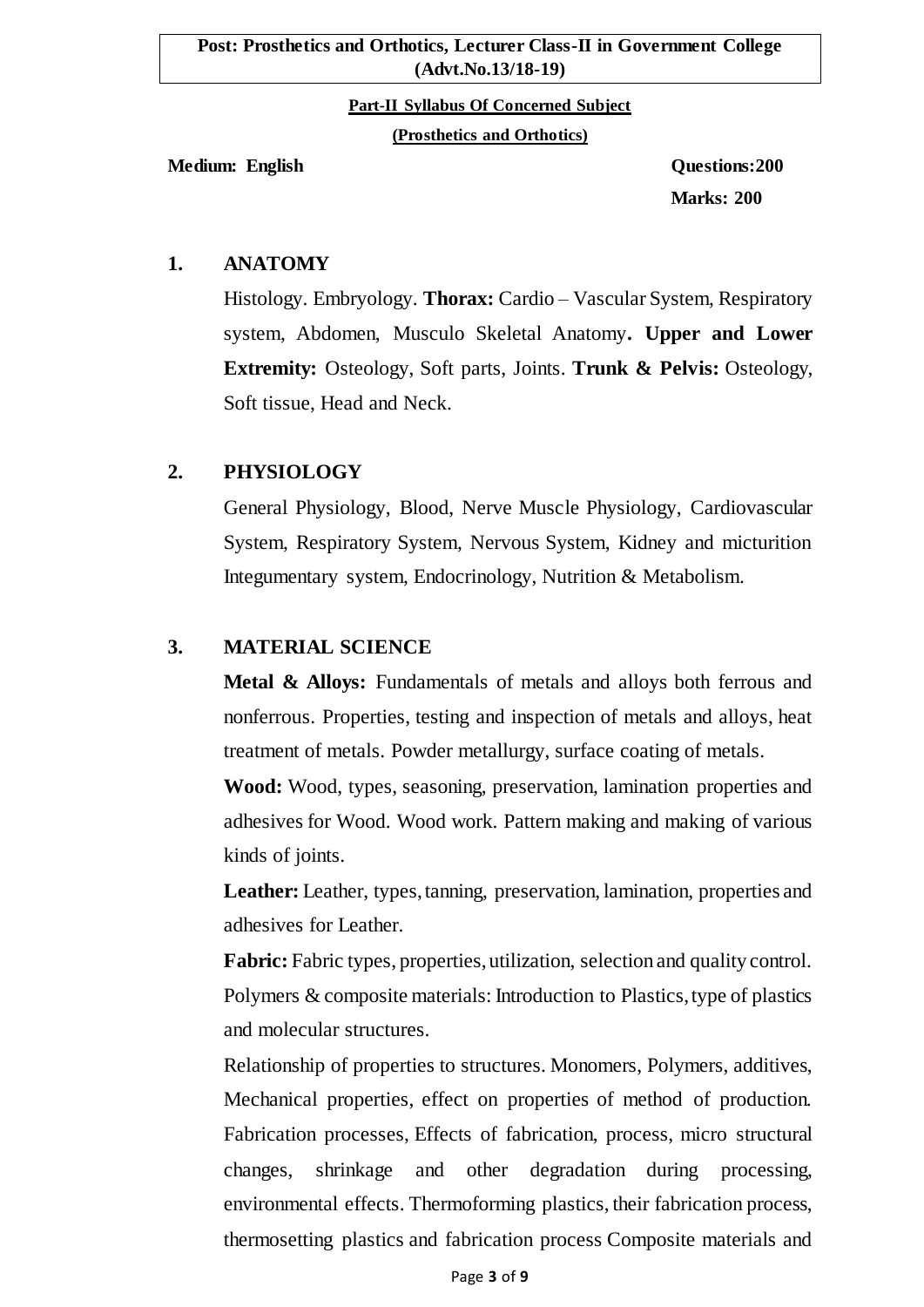**Post: Prosthetics and Orthotics, Lecturer Class-II in Government College (Advt.No.13/18-19)**

**Part-II Syllabus Of Concerned Subject**

**(Prosthetics and Orthotics)**

**Medium: English** **Questions:200**

**Marks: 200**

## 1. ANATOMY

Histology. Embryology. **Thorax:** Cardio – Vascular System, Respiratory system, Abdomen, Musculo Skeletal Anatomy**. Upper and Lower Extremity:** Osteology, Soft parts, Joints. **Trunk & Pelvis:** Osteology, Soft tissue, Head and Neck.

## 2. PHYSIOLOGY

General Physiology, Blood, Nerve Muscle Physiology, Cardiovascular System, Respiratory System, Nervous System, Kidney and micturition Integumentary system, Endocrinology, Nutrition & Metabolism.

## 3. MATERIAL SCIENCE

**Metal & Alloys:** Fundamentals of metals and alloys both ferrous and nonferrous. Properties, testing and inspection of metals and alloys, heat treatment of metals. Powder metallurgy, surface coating of metals.

**Wood:** Wood, types, seasoning, preservation, lamination properties and adhesives for Wood. Wood work. Pattern making and making of various kinds of joints.

**Leather:** Leather, types, tanning, preservation, lamination, properties and adhesives for Leather.

**Fabric:** Fabric types, properties, utilization, selection and quality control. Polymers & composite materials: Introduction to Plastics, type of plastics and molecular structures.

Relationship of properties to structures. Monomers, Polymers, additives, Mechanical properties, effect on properties of method of production. Fabrication processes, Effects of fabrication, process, micro structural changes, shrinkage and other degradation during processing, environmental effects. Thermoforming plastics, their fabrication process, thermosetting plastics and fabrication process Composite materials and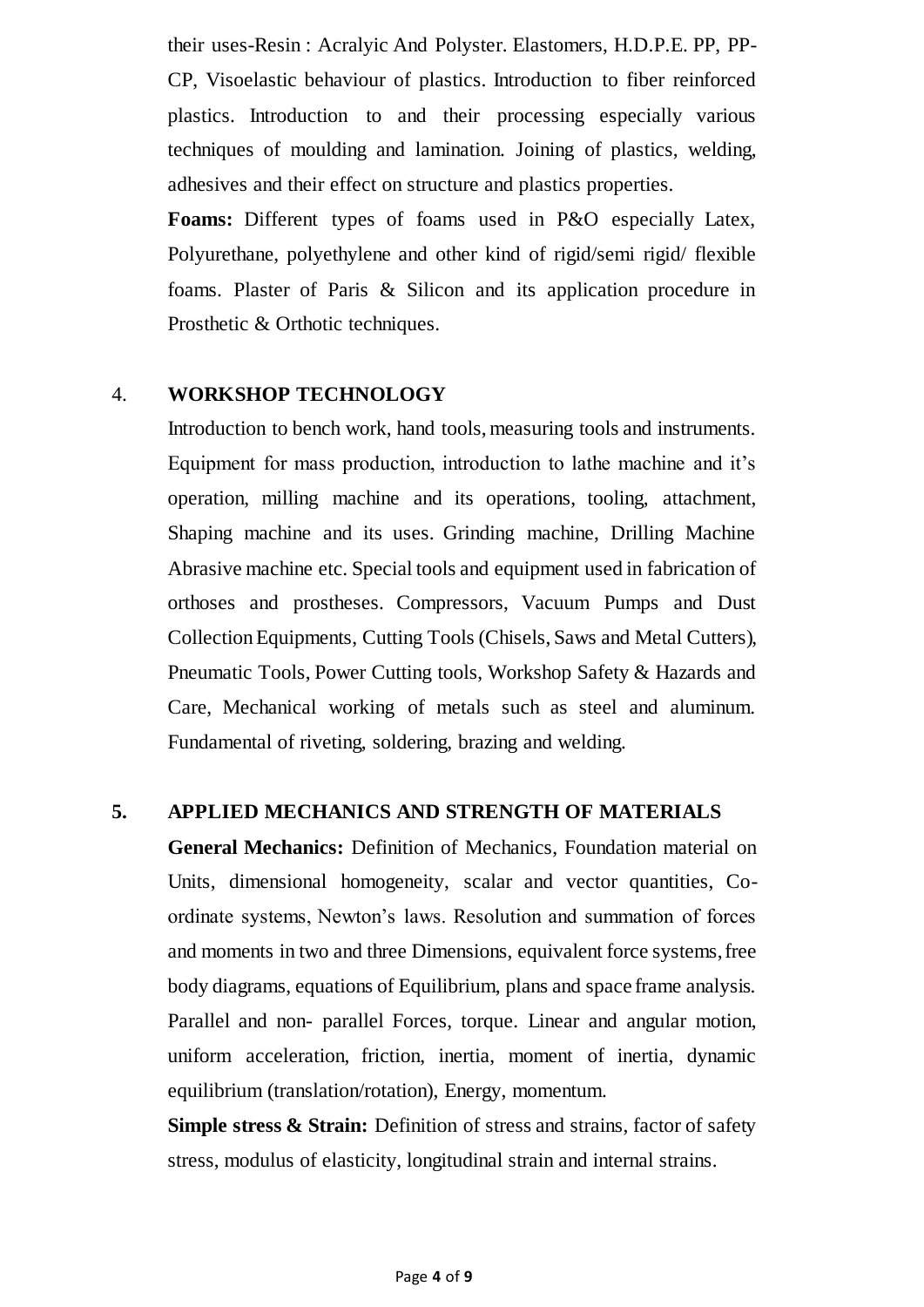their uses-Resin : Acralyic And Polyster. Elastomers, H.D.P.E. PP, PP-CP, Visoelastic behaviour of plastics. Introduction to fiber reinforced plastics. Introduction to and their processing especially various techniques of moulding and lamination. Joining of plastics, welding, adhesives and their effect on structure and plastics properties.

**Foams:** Different types of foams used in P&O especially Latex, Polyurethane, polyethylene and other kind of rigid/semi rigid/ flexible foams. Plaster of Paris & Silicon and its application procedure in Prosthetic & Orthotic techniques.

## 4. WORKSHOP TECHNOLOGY

Introduction to bench work, hand tools, measuring tools and instruments. Equipment for mass production, introduction to lathe machine and it's operation, milling machine and its operations, tooling, attachment, Shaping machine and its uses. Grinding machine, Drilling Machine Abrasive machine etc. Special tools and equipment used in fabrication of orthoses and prostheses. Compressors, Vacuum Pumps and Dust Collection Equipments, Cutting Tools (Chisels, Saws and Metal Cutters), Pneumatic Tools, Power Cutting tools, Workshop Safety & Hazards and Care, Mechanical working of metals such as steel and aluminum. Fundamental of riveting, soldering, brazing and welding.

## 5. APPLIED MECHANICS AND STRENGTH OF MATERIALS

**General Mechanics:** Definition of Mechanics, Foundation material on Units, dimensional homogeneity, scalar and vector quantities, Co-ordinate systems, Newton's laws. Resolution and summation of forces and moments in two and three Dimensions, equivalent force systems, free body diagrams, equations of Equilibrium, plans and space frame analysis. Parallel and non- parallel Forces, torque. Linear and angular motion, uniform acceleration, friction, inertia, moment of inertia, dynamic equilibrium (translation/rotation), Energy, momentum.

**Simple stress & Strain:** Definition of stress and strains, factor of safety stress, modulus of elasticity, longitudinal strain and internal strains.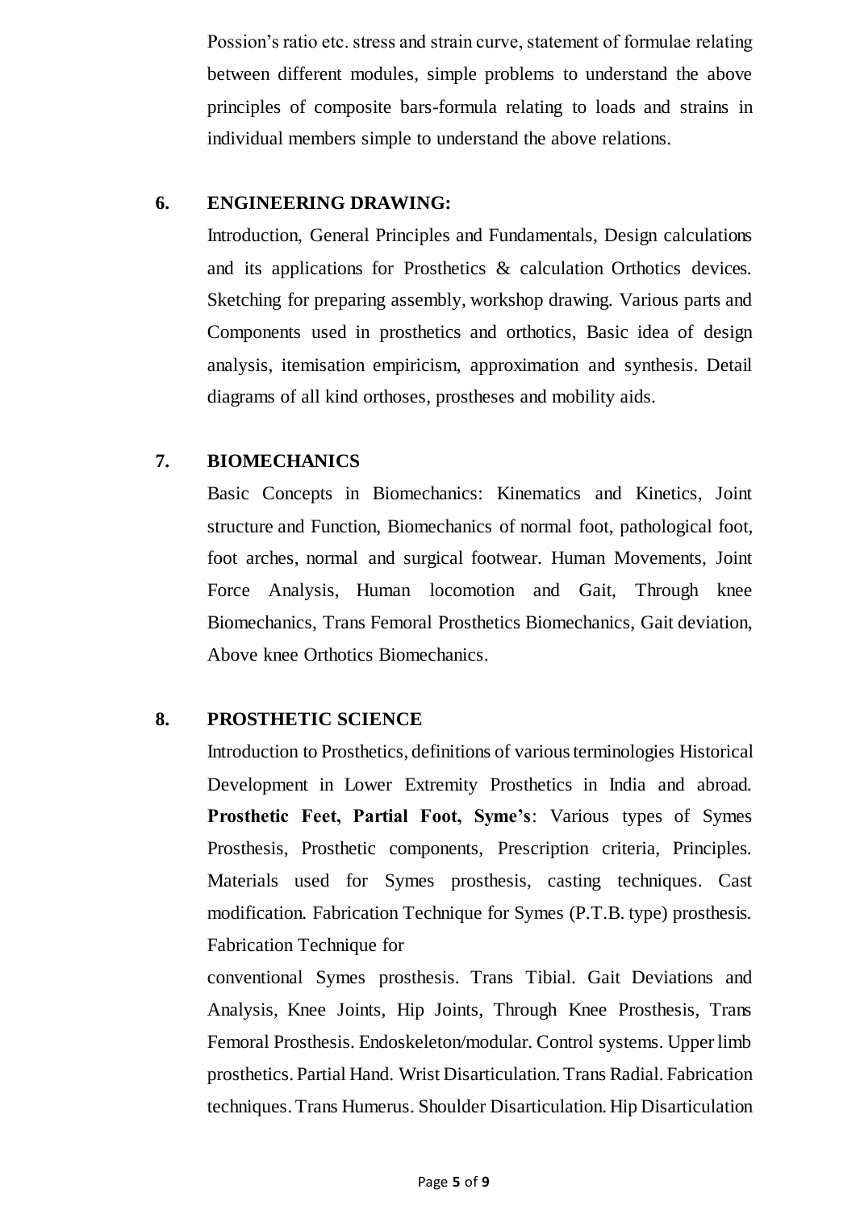Possion's ratio etc. stress and strain curve, statement of formulae relating between different modules, simple problems to understand the above principles of composite bars-formula relating to loads and strains in individual members simple to understand the above relations.

**6. ENGINEERING DRAWING:**

Introduction, General Principles and Fundamentals, Design calculations and its applications for Prosthetics & calculation Orthotics devices. Sketching for preparing assembly, workshop drawing. Various parts and Components used in prosthetics and orthotics, Basic idea of design analysis, itemisation empiricism, approximation and synthesis. Detail diagrams of all kind orthoses, prostheses and mobility aids.

**7. BIOMECHANICS**

Basic Concepts in Biomechanics: Kinematics and Kinetics, Joint structure and Function, Biomechanics of normal foot, pathological foot, foot arches, normal and surgical footwear. Human Movements, Joint Force Analysis, Human locomotion and Gait, Through knee Biomechanics, Trans Femoral Prosthetics Biomechanics, Gait deviation, Above knee Orthotics Biomechanics.

**8. PROSTHETIC SCIENCE**

Introduction to Prosthetics, definitions of various terminologies Historical Development in Lower Extremity Prosthetics in India and abroad. **Prosthetic Feet, Partial Foot, Syme's**: Various types of Symes Prosthesis, Prosthetic components, Prescription criteria, Principles. Materials used for Symes prosthesis, casting techniques. Cast modification. Fabrication Technique for Symes (P.T.B. type) prosthesis. Fabrication Technique for

conventional Symes prosthesis. Trans Tibial. Gait Deviations and Analysis, Knee Joints, Hip Joints, Through Knee Prosthesis, Trans Femoral Prosthesis. Endoskeleton/modular. Control systems. Upper limb prosthetics. Partial Hand. Wrist Disarticulation. Trans Radial. Fabrication techniques. Trans Humerus. Shoulder Disarticulation. Hip Disarticulation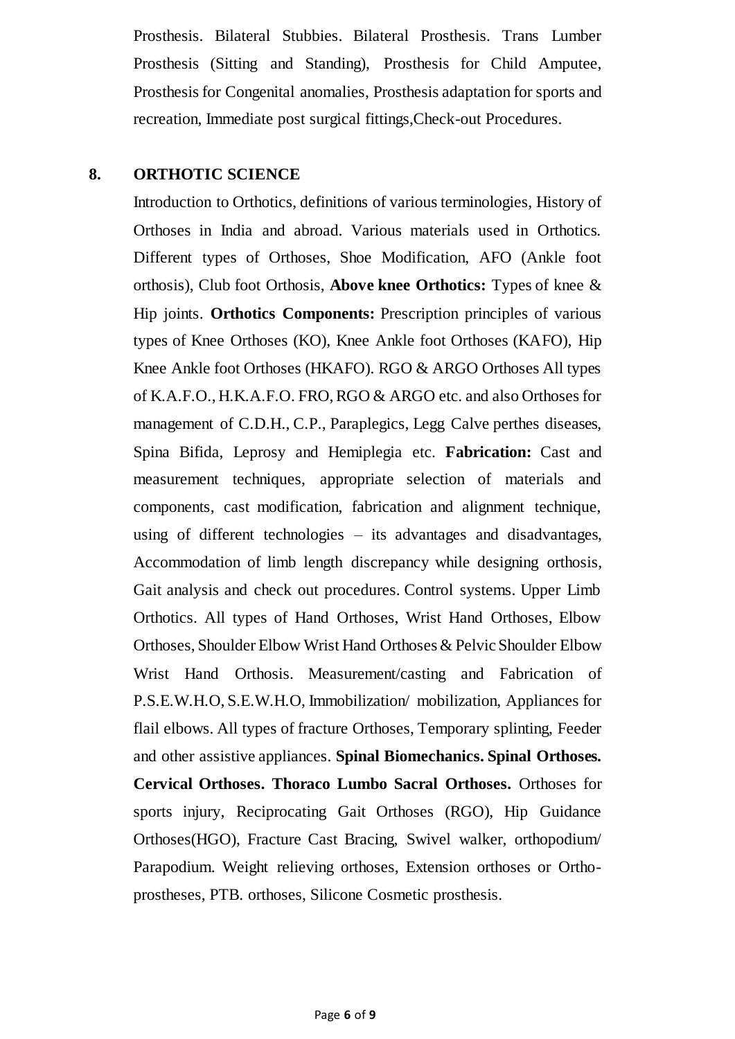Prosthesis. Bilateral Stubbies. Bilateral Prosthesis. Trans Lumber Prosthesis (Sitting and Standing), Prosthesis for Child Amputee, Prosthesis for Congenital anomalies, Prosthesis adaptation for sports and recreation, Immediate post surgical fittings,Check-out Procedures.

## 8. ORTHOTIC SCIENCE

Introduction to Orthotics, definitions of various terminologies, History of Orthoses in India and abroad. Various materials used in Orthotics. Different types of Orthoses, Shoe Modification, AFO (Ankle foot orthosis), Club foot Orthosis, **Above knee Orthotics:** Types of knee & Hip joints. **Orthotics Components:** Prescription principles of various types of Knee Orthoses (KO), Knee Ankle foot Orthoses (KAFO), Hip Knee Ankle foot Orthoses (HKAFO). RGO & ARGO Orthoses All types of K.A.F.O., H.K.A.F.O. FRO, RGO & ARGO etc. and also Orthoses for management of C.D.H., C.P., Paraplegics, Legg Calve perthes diseases, Spina Bifida, Leprosy and Hemiplegia etc. **Fabrication:** Cast and measurement techniques, appropriate selection of materials and components, cast modification, fabrication and alignment technique, using of different technologies – its advantages and disadvantages, Accommodation of limb length discrepancy while designing orthosis, Gait analysis and check out procedures. Control systems. Upper Limb Orthotics. All types of Hand Orthoses, Wrist Hand Orthoses, Elbow Orthoses, Shoulder Elbow Wrist Hand Orthoses & Pelvic Shoulder Elbow Wrist Hand Orthosis. Measurement/casting and Fabrication of P.S.E.W.H.O, S.E.W.H.O, Immobilization/ mobilization, Appliances for flail elbows. All types of fracture Orthoses, Temporary splinting, Feeder and other assistive appliances. **Spinal Biomechanics. Spinal Orthoses. Cervical Orthoses. Thoraco Lumbo Sacral Orthoses.** Orthoses for sports injury, Reciprocating Gait Orthoses (RGO), Hip Guidance Orthoses(HGO), Fracture Cast Bracing, Swivel walker, orthopodium/ Parapodium. Weight relieving orthoses, Extension orthoses or Ortho-prostheses, PTB. orthoses, Silicone Cosmetic prosthesis.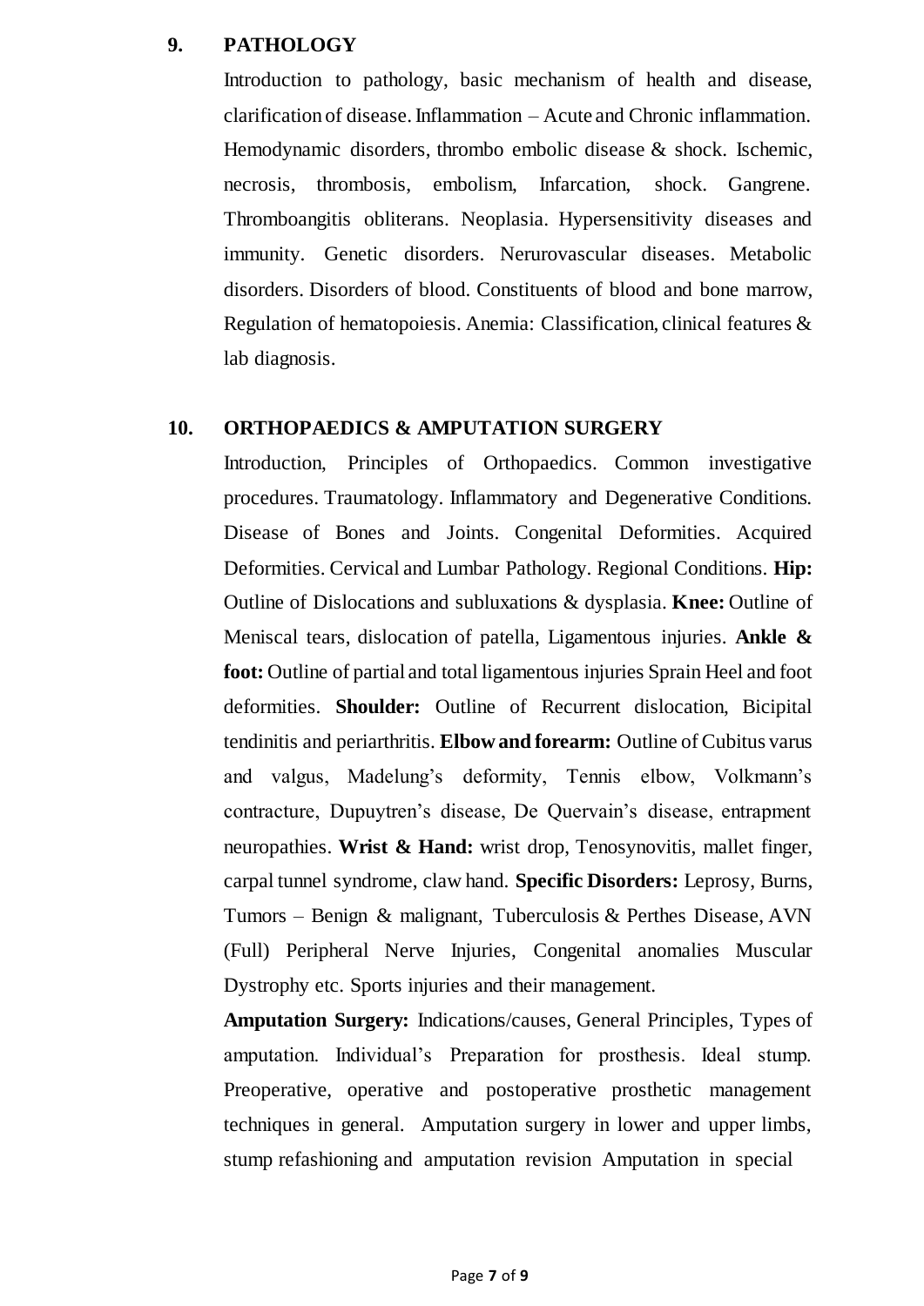## 9. PATHOLOGY

Introduction to pathology, basic mechanism of health and disease, clarification of disease. Inflammation – Acute and Chronic inflammation. Hemodynamic disorders, thrombo embolic disease & shock. Ischemic, necrosis, thrombosis, embolism, Infarcation, shock. Gangrene. Thromboangitis obliterans. Neoplasia. Hypersensitivity diseases and immunity. Genetic disorders. Nerurovascular diseases. Metabolic disorders. Disorders of blood. Constituents of blood and bone marrow, Regulation of hematopoiesis. Anemia: Classification, clinical features & lab diagnosis.

## 10. ORTHOPAEDICS & AMPUTATION SURGERY

Introduction, Principles of Orthopaedics. Common investigative procedures. Traumatology. Inflammatory and Degenerative Conditions. Disease of Bones and Joints. Congenital Deformities. Acquired Deformities. Cervical and Lumbar Pathology. Regional Conditions. **Hip:** Outline of Dislocations and subluxations & dysplasia. **Knee:** Outline of Meniscal tears, dislocation of patella, Ligamentous injuries. **Ankle & foot:** Outline of partial and total ligamentous injuries Sprain Heel and foot deformities. **Shoulder:** Outline of Recurrent dislocation, Bicipital tendinitis and periarthritis. **Elbow and forearm:** Outline of Cubitus varus and valgus, Madelung's deformity, Tennis elbow, Volkmann's contracture, Dupuytren's disease, De Quervain's disease, entrapment neuropathies. **Wrist & Hand:** wrist drop, Tenosynovitis, mallet finger, carpal tunnel syndrome, claw hand. **Specific Disorders:** Leprosy, Burns, Tumors – Benign & malignant, Tuberculosis & Perthes Disease, AVN (Full) Peripheral Nerve Injuries, Congenital anomalies Muscular Dystrophy etc. Sports injuries and their management.

**Amputation Surgery:** Indications/causes, General Principles, Types of amputation. Individual's Preparation for prosthesis. Ideal stump. Preoperative, operative and postoperative prosthetic management techniques in general. Amputation surgery in lower and upper limbs, stump refashioning and amputation revision Amputation in special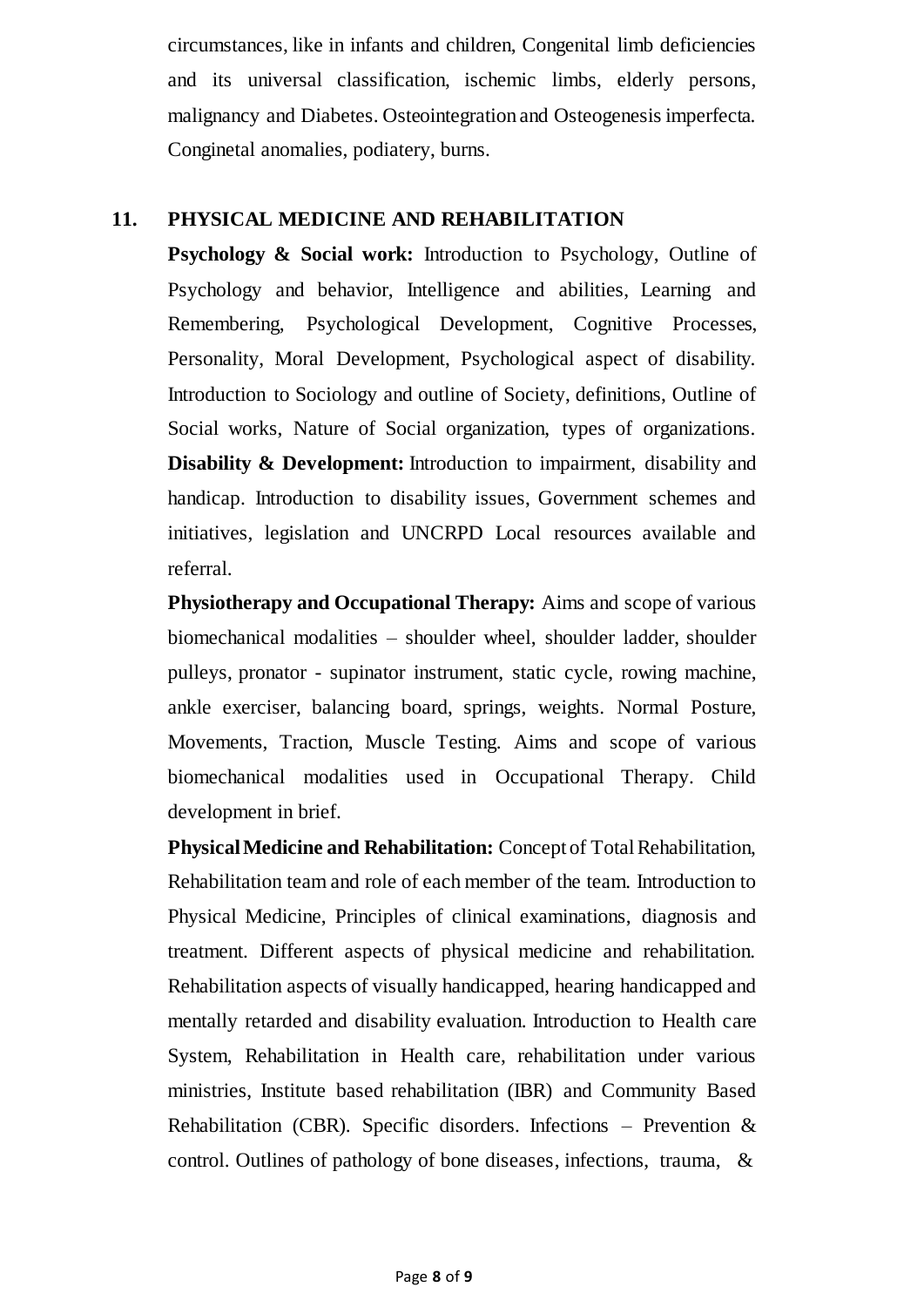circumstances, like in infants and children, Congenital limb deficiencies and its universal classification, ischemic limbs, elderly persons, malignancy and Diabetes. Osteointegration and Osteogenesis imperfecta. Conginetal anomalies, podiatery, burns.

## 11. PHYSICAL MEDICINE AND REHABILITATION

**Psychology & Social work:** Introduction to Psychology, Outline of Psychology and behavior, Intelligence and abilities, Learning and Remembering, Psychological Development, Cognitive Processes, Personality, Moral Development, Psychological aspect of disability. Introduction to Sociology and outline of Society, definitions, Outline of Social works, Nature of Social organization, types of organizations.

**Disability & Development:** Introduction to impairment, disability and handicap. Introduction to disability issues, Government schemes and initiatives, legislation and UNCRPD Local resources available and referral.

**Physiotherapy and Occupational Therapy:** Aims and scope of various biomechanical modalities – shoulder wheel, shoulder ladder, shoulder pulleys, pronator - supinator instrument, static cycle, rowing machine, ankle exerciser, balancing board, springs, weights. Normal Posture, Movements, Traction, Muscle Testing. Aims and scope of various biomechanical modalities used in Occupational Therapy. Child development in brief.

**Physical Medicine and Rehabilitation:** Concept of Total Rehabilitation, Rehabilitation team and role of each member of the team. Introduction to Physical Medicine, Principles of clinical examinations, diagnosis and treatment. Different aspects of physical medicine and rehabilitation. Rehabilitation aspects of visually handicapped, hearing handicapped and mentally retarded and disability evaluation. Introduction to Health care System, Rehabilitation in Health care, rehabilitation under various ministries, Institute based rehabilitation (IBR) and Community Based Rehabilitation (CBR). Specific disorders. Infections – Prevention & control. Outlines of pathology of bone diseases, infections, trauma, &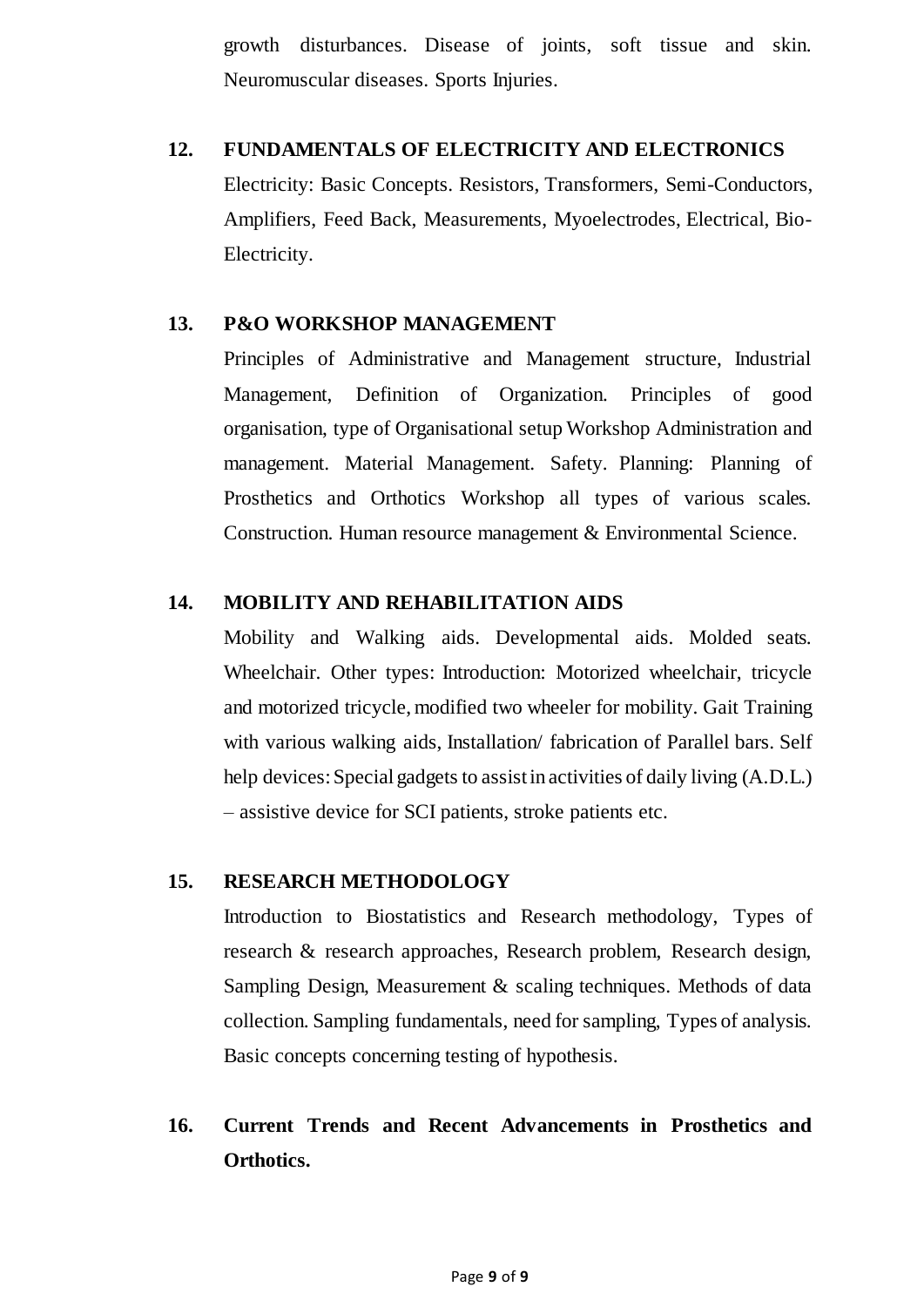growth disturbances. Disease of joints, soft tissue and skin. Neuromuscular diseases. Sports Injuries.

**12. FUNDAMENTALS OF ELECTRICITY AND ELECTRONICS**

Electricity: Basic Concepts. Resistors, Transformers, Semi-Conductors, Amplifiers, Feed Back, Measurements, Myoelectrodes, Electrical, Bio-Electricity.

**13. P&O WORKSHOP MANAGEMENT**

Principles of Administrative and Management structure, Industrial Management, Definition of Organization. Principles of good organisation, type of Organisational setup Workshop Administration and management. Material Management. Safety. Planning: Planning of Prosthetics and Orthotics Workshop all types of various scales. Construction. Human resource management & Environmental Science.

**14. MOBILITY AND REHABILITATION AIDS**

Mobility and Walking aids. Developmental aids. Molded seats. Wheelchair. Other types: Introduction: Motorized wheelchair, tricycle and motorized tricycle, modified two wheeler for mobility. Gait Training with various walking aids, Installation/ fabrication of Parallel bars. Self help devices: Special gadgets to assist in activities of daily living (A.D.L.) – assistive device for SCI patients, stroke patients etc.

**15. RESEARCH METHODOLOGY**

Introduction to Biostatistics and Research methodology, Types of research & research approaches, Research problem, Research design, Sampling Design, Measurement & scaling techniques. Methods of data collection. Sampling fundamentals, need for sampling, Types of analysis. Basic concepts concerning testing of hypothesis.

**16. Current Trends and Recent Advancements in Prosthetics and Orthotics.**